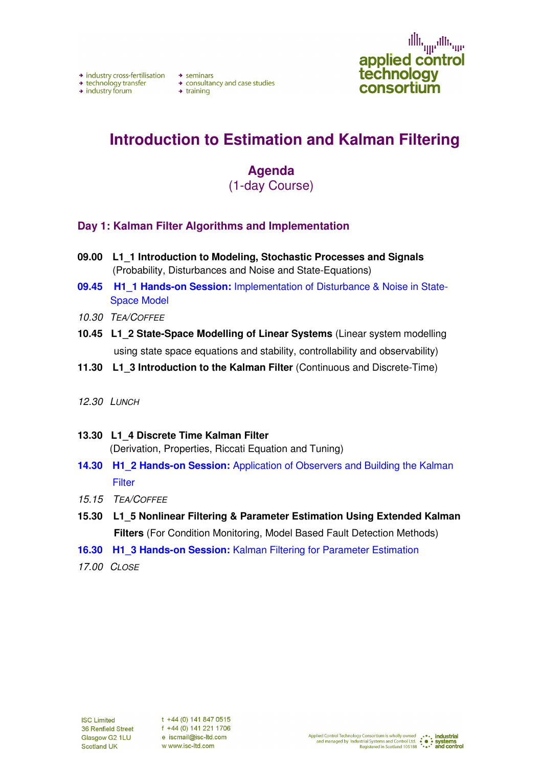- industry cross-fertilisation
- technology transfer
- industry forum
- seminars
- consultancy and case studies
- training

applied control technology consortium

# Introduction to Estimation and Kalman Filtering

## Agenda

(1-day Course)

### Day 1: Kalman Filter Algorithms and Implementation

**09.00 L1_1 Introduction to Modeling, Stochastic Processes and Signals** (Probability, Disturbances and Noise and State-Equations)

**09.45 H1_1 Hands-on Session:** Implementation of Disturbance & Noise in State-Space Model

*10.30 TEA/COFFEE*

**10.45 L1_2 State-Space Modelling of Linear Systems** (Linear system modelling using state space equations and stability, controllability and observability)

**11.30 L1_3 Introduction to the Kalman Filter** (Continuous and Discrete-Time)

*12.30 LUNCH*

**13.30 L1_4 Discrete Time Kalman Filter** (Derivation, Properties, Riccati Equation and Tuning)

**14.30 H1_2 Hands-on Session:** Application of Observers and Building the Kalman Filter

*15.15 TEA/COFFEE*

**15.30 L1_5 Nonlinear Filtering & Parameter Estimation Using Extended Kalman Filters** (For Condition Monitoring, Model Based Fault Detection Methods)

**16.30 H1_3 Hands-on Session:** Kalman Filtering for Parameter Estimation

*17.00 CLOSE*

ISC Limited
36 Renfield Street
Glasgow G2 1LU
Scotland UK

t +44 (0) 141 847 0515
f +44 (0) 141 221 1706
e iscmail@isc-ltd.com
w www.isc-ltd.com

Applied Control Technology Consortium is wholly owned and managed by Industrial Systems and Control Ltd. Registered in Scotland 105188

industrial systems and control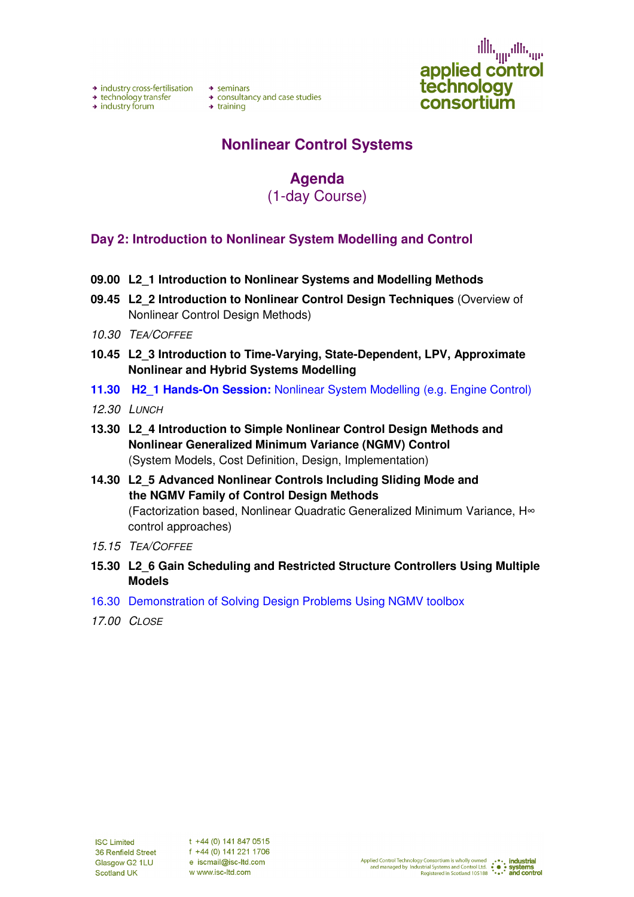# Nonlinear Control Systems

## Agenda

(1-day Course)

### Day 2: Introduction to Nonlinear System Modelling and Control

**09.00 L2_1 Introduction to Nonlinear Systems and Modelling Methods**

**09.45 L2_2 Introduction to Nonlinear Control Design Techniques** (Overview of Nonlinear Control Design Methods)

*10.30 Tea/Coffee*

**10.45 L2_3 Introduction to Time-Varying, State-Dependent, LPV, Approximate Nonlinear and Hybrid Systems Modelling**

**11.30 H2_1 Hands-On Session:** Nonlinear System Modelling (e.g. Engine Control)

*12.30 Lunch*

**13.30 L2_4 Introduction to Simple Nonlinear Control Design Methods and Nonlinear Generalized Minimum Variance (NGMV) Control**
(System Models, Cost Definition, Design, Implementation)

**14.30 L2_5 Advanced Nonlinear Controls Including Sliding Mode and the NGMV Family of Control Design Methods**
(Factorization based, Nonlinear Quadratic Generalized Minimum Variance, $H_\infty$ control approaches)

*15.15 Tea/Coffee*

**15.30 L2_6 Gain Scheduling and Restricted Structure Controllers Using Multiple Models**

16.30 Demonstration of Solving Design Problems Using NGMV toolbox

*17.00 Close*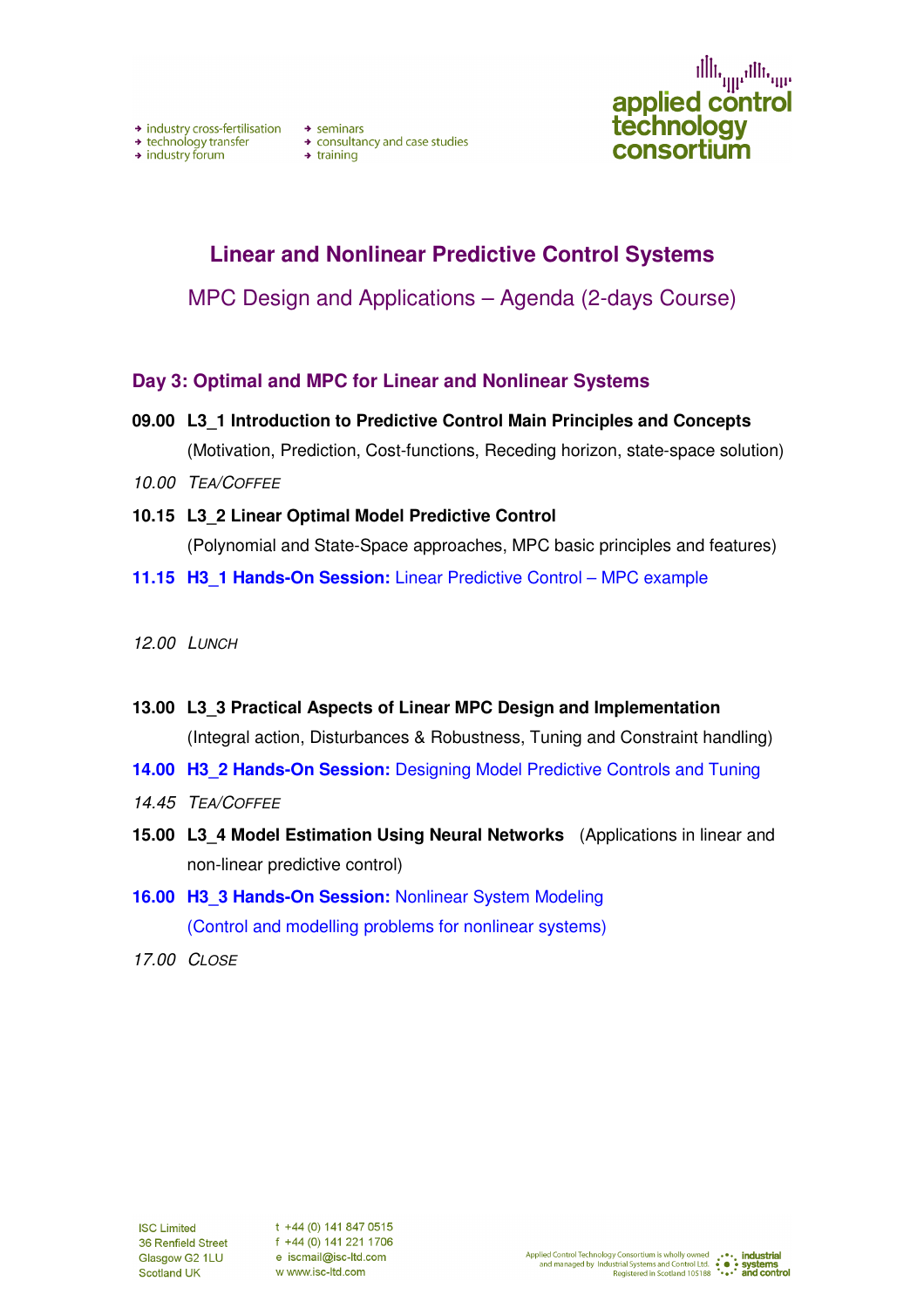- industry cross-fertilisation
- technology transfer
- industry forum
- seminars
- consultancy and case studies
- training

applied control technology consortium

# Linear and Nonlinear Predictive Control Systems

## MPC Design and Applications – Agenda (2-days Course)

### Day 3: Optimal and MPC for Linear and Nonlinear Systems

**09.00 L3_1 Introduction to Predictive Control Main Principles and Concepts**
(Motivation, Prediction, Cost-functions, Receding horizon, state-space solution)

*10.00 TEA/COFFEE*

**10.15 L3_2 Linear Optimal Model Predictive Control**
(Polynomial and State-Space approaches, MPC basic principles and features)

**11.15 H3_1 Hands-On Session:** Linear Predictive Control – MPC example

*12.00 LUNCH*

**13.00 L3_3 Practical Aspects of Linear MPC Design and Implementation**
(Integral action, Disturbances & Robustness, Tuning and Constraint handling)

**14.00 H3_2 Hands-On Session:** Designing Model Predictive Controls and Tuning

*14.45 TEA/COFFEE*

**15.00 L3_4 Model Estimation Using Neural Networks** (Applications in linear and non-linear predictive control)

**16.00 H3_3 Hands-On Session:** Nonlinear System Modeling
(Control and modelling problems for nonlinear systems)

*17.00 CLOSE*

ISC Limited
36 Renfield Street
Glasgow G2 1LU
Scotland UK

t +44 (0) 141 847 0515
f +44 (0) 141 221 1706
e iscmail@isc-ltd.com
w www.isc-ltd.com

Applied Control Technology Consortium is wholly owned and managed by Industrial Systems and Control Ltd. Registered in Scotland 105188

industrial systems and control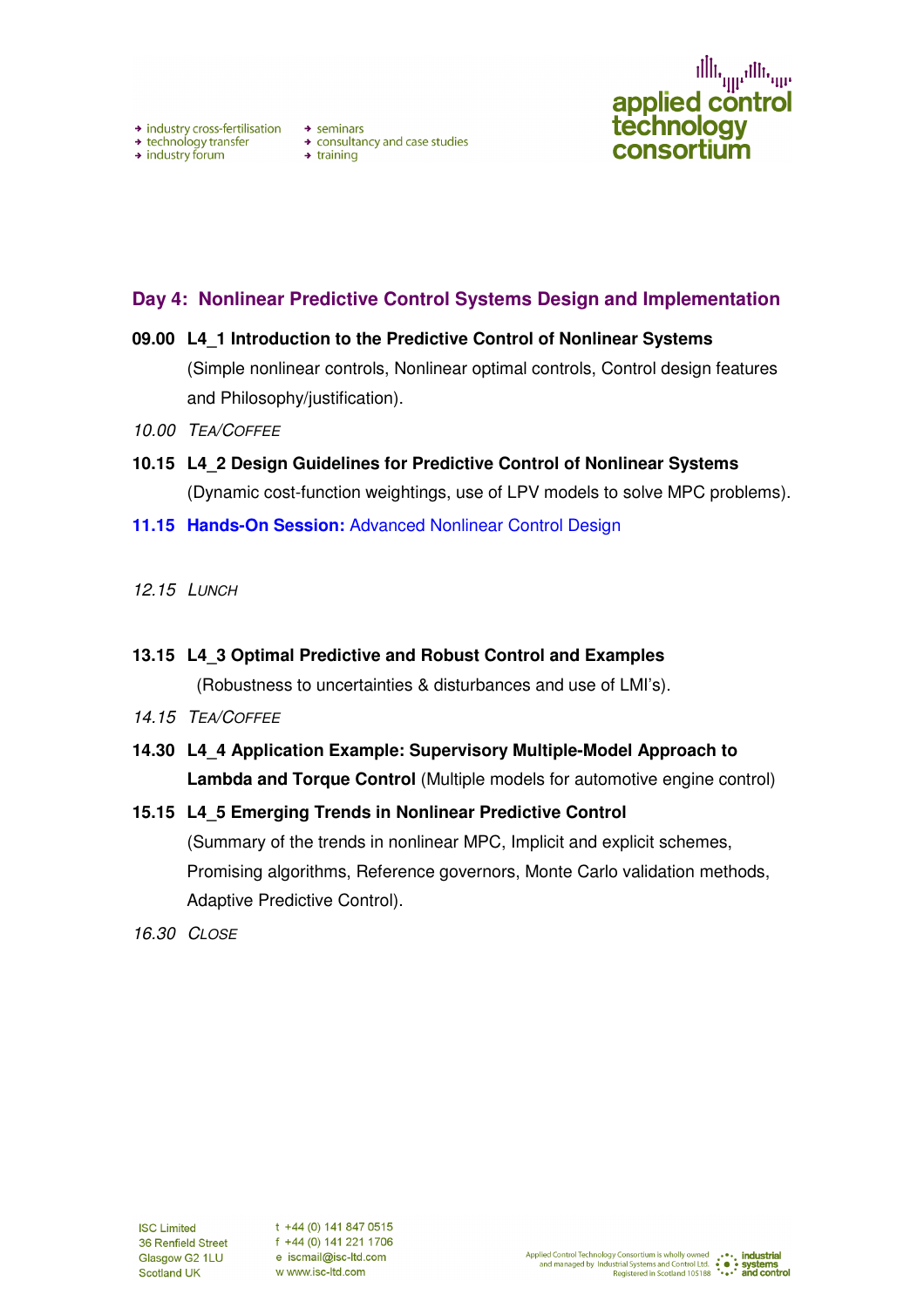## Day 4: Nonlinear Predictive Control Systems Design and Implementation

**09.00 L4_1 Introduction to the Predictive Control of Nonlinear Systems**
(Simple nonlinear controls, Nonlinear optimal controls, Control design features and Philosophy/justification).

*10.00 TEA/COFFEE*

**10.15 L4_2 Design Guidelines for Predictive Control of Nonlinear Systems**
(Dynamic cost-function weightings, use of LPV models to solve MPC problems).

**11.15 Hands-On Session:** Advanced Nonlinear Control Design

*12.15 LUNCH*

**13.15 L4_3 Optimal Predictive and Robust Control and Examples**
(Robustness to uncertainties & disturbances and use of LMI's).

*14.15 TEA/COFFEE*

**14.30 L4_4 Application Example: Supervisory Multiple-Model Approach to Lambda and Torque Control** (Multiple models for automotive engine control)

**15.15 L4_5 Emerging Trends in Nonlinear Predictive Control**
(Summary of the trends in nonlinear MPC, Implicit and explicit schemes, Promising algorithms, Reference governors, Monte Carlo validation methods, Adaptive Predictive Control).

*16.30 CLOSE*